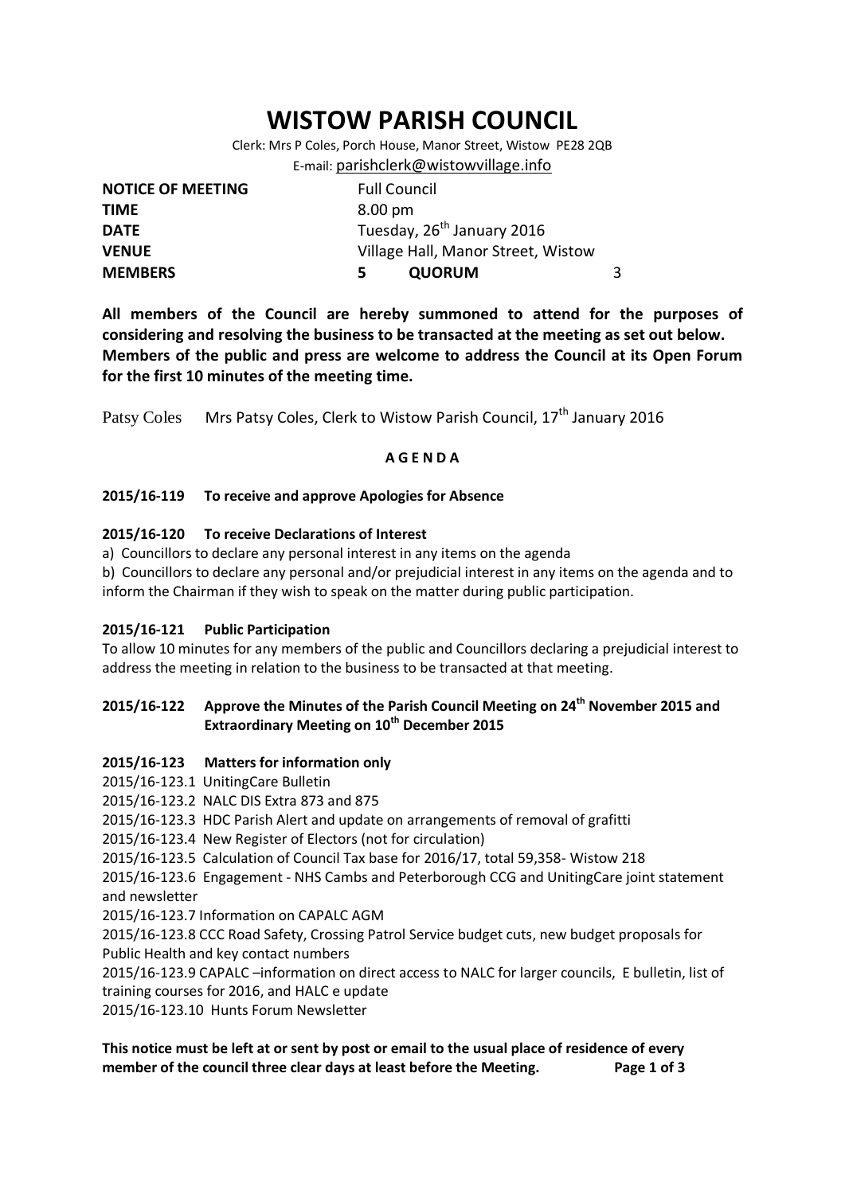# WISTOW PARISH COUNCIL

Clerk: Mrs P Coles, Porch House, Manor Street, Wistow PE28 2QB

E-mail: parishclerk@wistowvillage.info

| | | | |
|---|---|---|---|
| **NOTICE OF MEETING** | Full Council | | |
| **TIME** | 8.00 pm | | |
| **DATE** | Tuesday, 26th January 2016 | | |
| **VENUE** | Village Hall, Manor Street, Wistow | | |
| **MEMBERS** | **5** | **QUORUM** | 3 |

**All members of the Council are hereby summoned to attend for the purposes of considering and resolving the business to be transacted at the meeting as set out below. Members of the public and press are welcome to address the Council at its Open Forum for the first 10 minutes of the meeting time.**

Patsy Coles    Mrs Patsy Coles, Clerk to Wistow Parish Council, 17th January 2016

**A G E N D A**

**2015/16-119 To receive and approve Apologies for Absence**

**2015/16-120 To receive Declarations of Interest**

a) Councillors to declare any personal interest in any items on the agenda

b) Councillors to declare any personal and/or prejudicial interest in any items on the agenda and to inform the Chairman if they wish to speak on the matter during public participation.

**2015/16-121 Public Participation**

To allow 10 minutes for any members of the public and Councillors declaring a prejudicial interest to address the meeting in relation to the business to be transacted at that meeting.

**2015/16-122 Approve the Minutes of the Parish Council Meeting on 24th November 2015 and Extraordinary Meeting on 10th December 2015**

**2015/16-123 Matters for information only**

2015/16-123.1 UnitingCare Bulletin

2015/16-123.2 NALC DIS Extra 873 and 875

2015/16-123.3 HDC Parish Alert and update on arrangements of removal of grafitti

2015/16-123.4 New Register of Electors (not for circulation)

2015/16-123.5 Calculation of Council Tax base for 2016/17, total 59,358- Wistow 218

2015/16-123.6 Engagement - NHS Cambs and Peterborough CCG and UnitingCare joint statement and newsletter

2015/16-123.7 Information on CAPALC AGM

2015/16-123.8 CCC Road Safety, Crossing Patrol Service budget cuts, new budget proposals for Public Health and key contact numbers

2015/16-123.9 CAPALC –information on direct access to NALC for larger councils, E bulletin, list of training courses for 2016, and HALC e update

2015/16-123.10 Hunts Forum Newsletter

**This notice must be left at or sent by post or email to the usual place of residence of every member of the council three clear days at least before the Meeting.**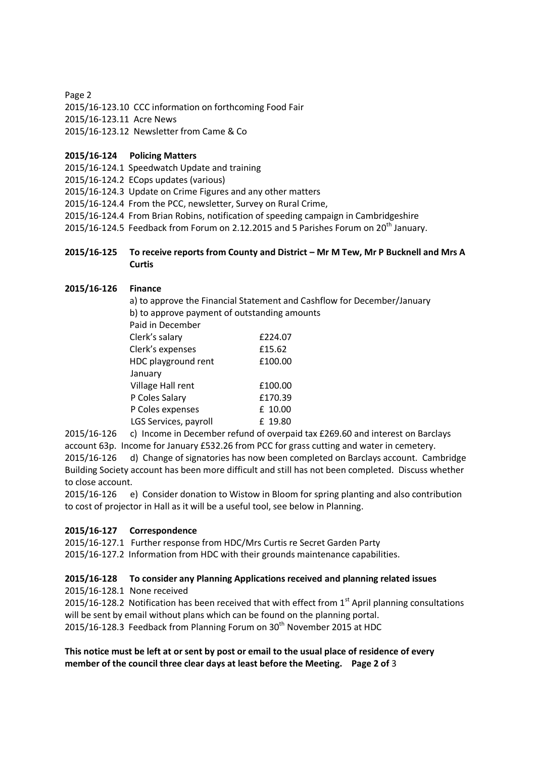Page 2

2015/16-123.10 CCC information on forthcoming Food Fair
2015/16-123.11 Acre News
2015/16-123.12 Newsletter from Came & Co

**2015/16-124 Policing Matters**

2015/16-124.1 Speedwatch Update and training
2015/16-124.2 ECops updates (various)
2015/16-124.3 Update on Crime Figures and any other matters
2015/16-124.4 From the PCC, newsletter, Survey on Rural Crime,
2015/16-124.4 From Brian Robins, notification of speeding campaign in Cambridgeshire
2015/16-124.5 Feedback from Forum on 2.12.2015 and 5 Parishes Forum on 20th January.

**2015/16-125 To receive reports from County and District – Mr M Tew, Mr P Bucknell and Mrs A Curtis**

**2015/16-126 Finance**

a) to approve the Financial Statement and Cashflow for December/January
b) to approve payment of outstanding amounts

| Paid in December | |
|---|---|
| Clerk's salary | £224.07 |
| Clerk's expenses | £15.62 |
| HDC playground rent | £100.00 |
| January | |
| Village Hall rent | £100.00 |
| P Coles Salary | £170.39 |
| P Coles expenses | £ 10.00 |
| LGS Services, payroll | £ 19.80 |

2015/16-126 c) Income in December refund of overpaid tax £269.60 and interest on Barclays account 63p. Income for January £532.26 from PCC for grass cutting and water in cemetery.

2015/16-126 d) Change of signatories has now been completed on Barclays account. Cambridge Building Society account has been more difficult and still has not been completed. Discuss whether to close account.

2015/16-126 e) Consider donation to Wistow in Bloom for spring planting and also contribution to cost of projector in Hall as it will be a useful tool, see below in Planning.

**2015/16-127 Correspondence**

2015/16-127.1 Further response from HDC/Mrs Curtis re Secret Garden Party
2015/16-127.2 Information from HDC with their grounds maintenance capabilities.

**2015/16-128 To consider any Planning Applications received and planning related issues**

2015/16-128.1 None received
2015/16-128.2 Notification has been received that with effect from 1st April planning consultations will be sent by email without plans which can be found on the planning portal.
2015/16-128.3 Feedback from Planning Forum on 30th November 2015 at HDC

**This notice must be left at or sent by post or email to the usual place of residence of every member of the council three clear days at least before the Meeting.**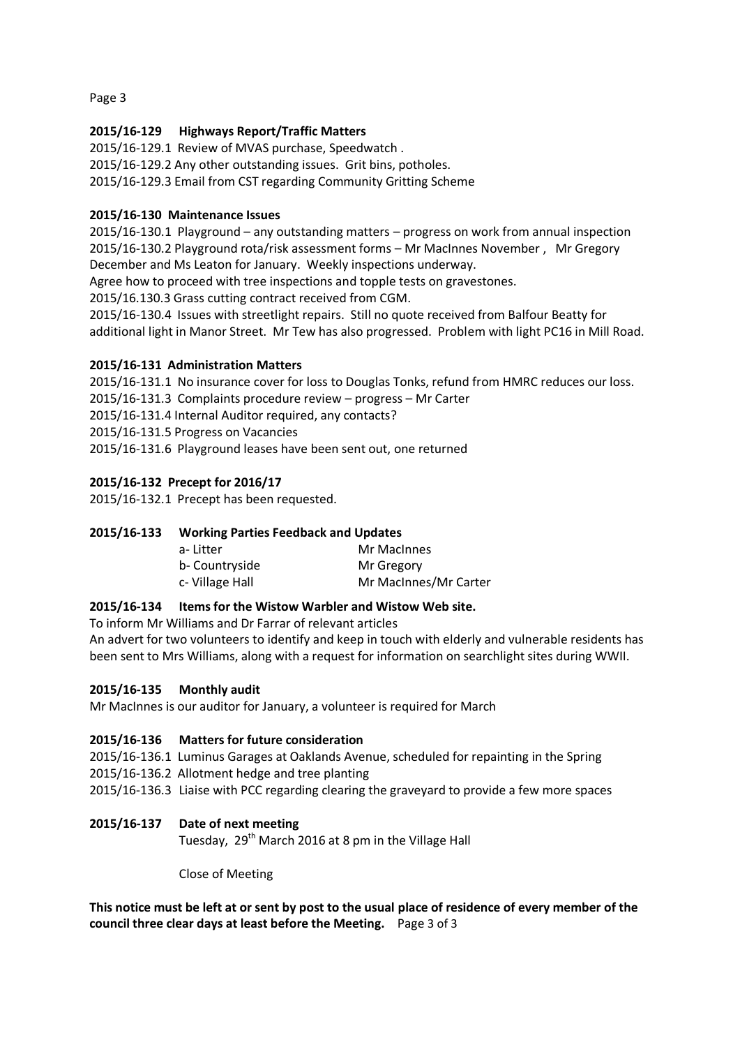### 2015/16-129 Highways Report/Traffic Matters

2015/16-129.1 Review of MVAS purchase, Speedwatch .
2015/16-129.2 Any other outstanding issues. Grit bins, potholes.
2015/16-129.3 Email from CST regarding Community Gritting Scheme

### 2015/16-130 Maintenance Issues

2015/16-130.1 Playground – any outstanding matters – progress on work from annual inspection
2015/16-130.2 Playground rota/risk assessment forms – Mr MacInnes November , Mr Gregory December and Ms Leaton for January. Weekly inspections underway.
Agree how to proceed with tree inspections and topple tests on gravestones.
2015/16.130.3 Grass cutting contract received from CGM.
2015/16-130.4 Issues with streetlight repairs. Still no quote received from Balfour Beatty for additional light in Manor Street. Mr Tew has also progressed. Problem with light PC16 in Mill Road.

### 2015/16-131 Administration Matters

2015/16-131.1 No insurance cover for loss to Douglas Tonks, refund from HMRC reduces our loss.
2015/16-131.3 Complaints procedure review – progress – Mr Carter
2015/16-131.4 Internal Auditor required, any contacts?
2015/16-131.5 Progress on Vacancies
2015/16-131.6 Playground leases have been sent out, one returned

### 2015/16-132 Precept for 2016/17

2015/16-132.1 Precept has been requested.

### 2015/16-133 Working Parties Feedback and Updates

| | |
|---|---|
| a- Litter | Mr MacInnes |
| b- Countryside | Mr Gregory |
| c- Village Hall | Mr MacInnes/Mr Carter |

### 2015/16-134 Items for the Wistow Warbler and Wistow Web site.

To inform Mr Williams and Dr Farrar of relevant articles
An advert for two volunteers to identify and keep in touch with elderly and vulnerable residents has been sent to Mrs Williams, along with a request for information on searchlight sites during WWII.

### 2015/16-135 Monthly audit

Mr MacInnes is our auditor for January, a volunteer is required for March

### 2015/16-136 Matters for future consideration

2015/16-136.1 Luminus Garages at Oaklands Avenue, scheduled for repainting in the Spring
2015/16-136.2 Allotment hedge and tree planting
2015/16-136.3 Liaise with PCC regarding clearing the graveyard to provide a few more spaces

### 2015/16-137 Date of next meeting

Tuesday, 29th March 2016 at 8 pm in the Village Hall

Close of Meeting

**This notice must be left at or sent by post to the usual place of residence of every member of the council three clear days at least before the Meeting.**